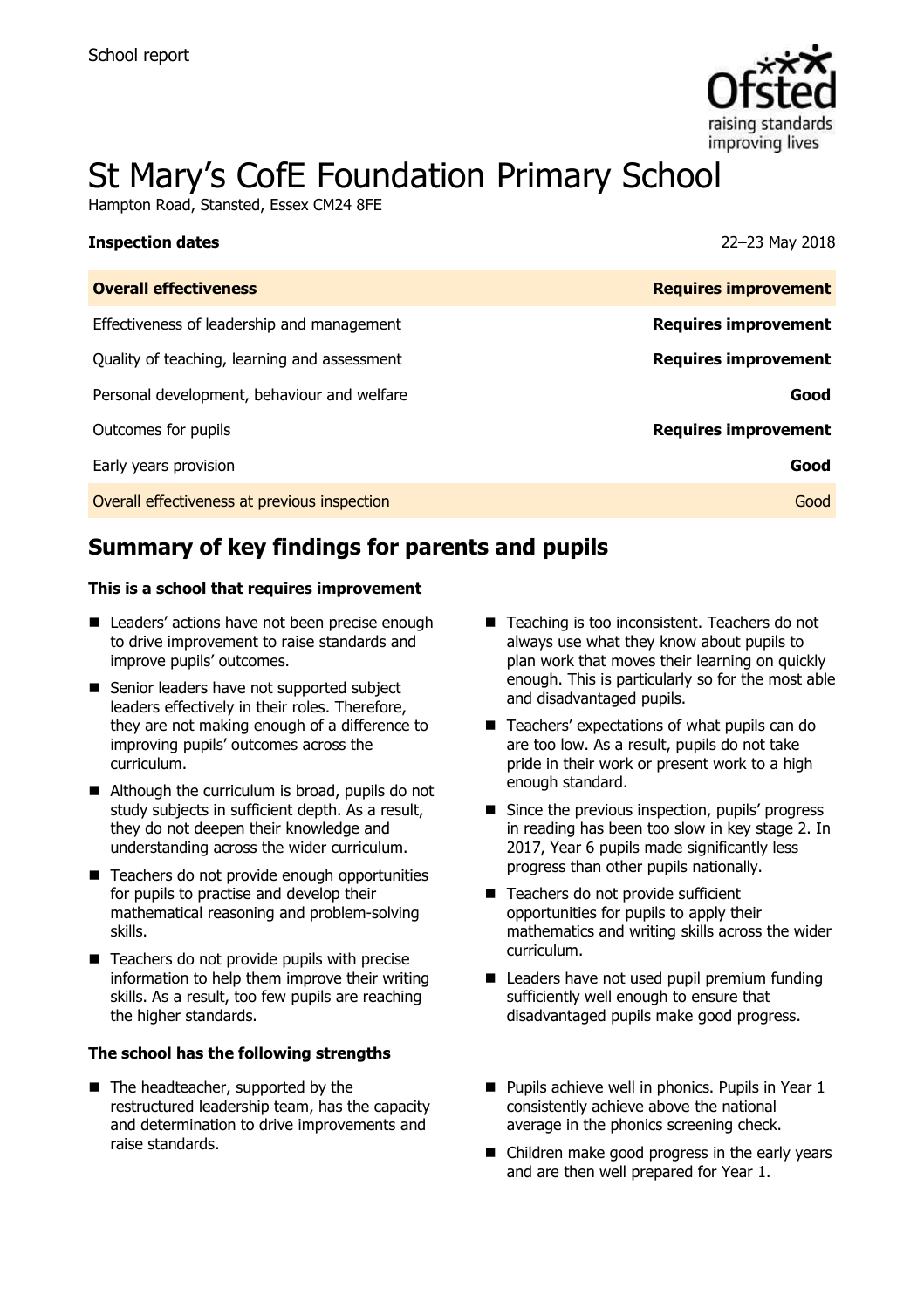School report

# St Mary's CofE Foundation Primary School

Hampton Road, Stansted, Essex CM24 8FE

| **Inspection dates** | 22–23 May 2018 |
|---|---|
| **Overall effectiveness** | **Requires improvement** |
| Effectiveness of leadership and management | **Requires improvement** |
| Quality of teaching, learning and assessment | **Requires improvement** |
| Personal development, behaviour and welfare | **Good** |
| Outcomes for pupils | **Requires improvement** |
| Early years provision | **Good** |
| Overall effectiveness at previous inspection | Good |

## Summary of key findings for parents and pupils

**This is a school that requires improvement**

- Leaders' actions have not been precise enough to drive improvement to raise standards and improve pupils' outcomes.
- Senior leaders have not supported subject leaders effectively in their roles. Therefore, they are not making enough of a difference to improving pupils' outcomes across the curriculum.
- Although the curriculum is broad, pupils do not study subjects in sufficient depth. As a result, they do not deepen their knowledge and understanding across the wider curriculum.
- Teachers do not provide enough opportunities for pupils to practise and develop their mathematical reasoning and problem-solving skills.
- Teachers do not provide pupils with precise information to help them improve their writing skills. As a result, too few pupils are reaching the higher standards.
- Teaching is too inconsistent. Teachers do not always use what they know about pupils to plan work that moves their learning on quickly enough. This is particularly so for the most able and disadvantaged pupils.
- Teachers' expectations of what pupils can do are too low. As a result, pupils do not take pride in their work or present work to a high enough standard.
- Since the previous inspection, pupils' progress in reading has been too slow in key stage 2. In 2017, Year 6 pupils made significantly less progress than other pupils nationally.
- Teachers do not provide sufficient opportunities for pupils to apply their mathematics and writing skills across the wider curriculum.
- Leaders have not used pupil premium funding sufficiently well enough to ensure that disadvantaged pupils make good progress.

**The school has the following strengths**

- The headteacher, supported by the restructured leadership team, has the capacity and determination to drive improvements and raise standards.
- Pupils achieve well in phonics. Pupils in Year 1 consistently achieve above the national average in the phonics screening check.
- Children make good progress in the early years and are then well prepared for Year 1.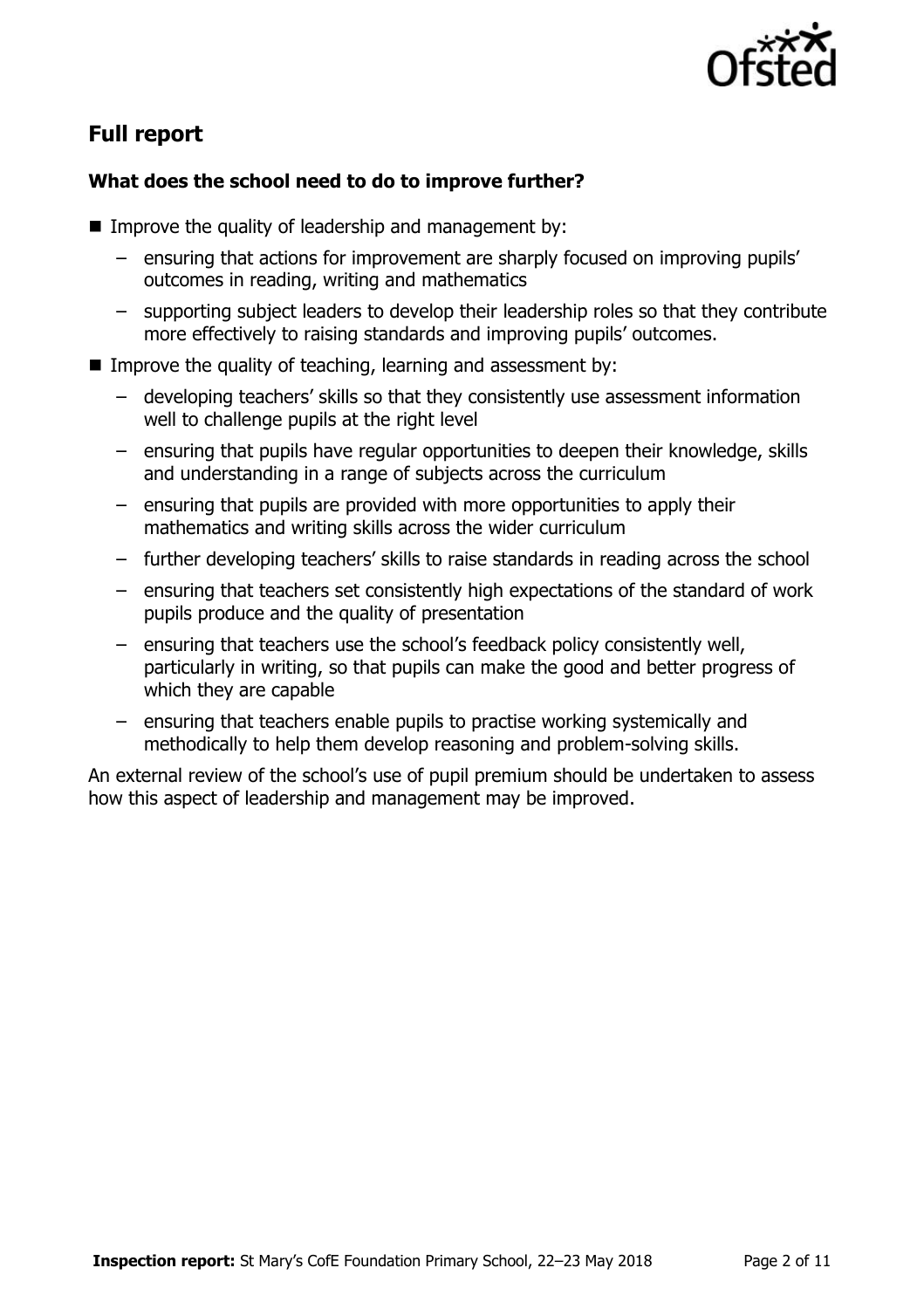## Full report

### What does the school need to do to improve further?

- Improve the quality of leadership and management by:
  - ensuring that actions for improvement are sharply focused on improving pupils' outcomes in reading, writing and mathematics
  - supporting subject leaders to develop their leadership roles so that they contribute more effectively to raising standards and improving pupils' outcomes.
- Improve the quality of teaching, learning and assessment by:
  - developing teachers' skills so that they consistently use assessment information well to challenge pupils at the right level
  - ensuring that pupils have regular opportunities to deepen their knowledge, skills and understanding in a range of subjects across the curriculum
  - ensuring that pupils are provided with more opportunities to apply their mathematics and writing skills across the wider curriculum
  - further developing teachers' skills to raise standards in reading across the school
  - ensuring that teachers set consistently high expectations of the standard of work pupils produce and the quality of presentation
  - ensuring that teachers use the school's feedback policy consistently well, particularly in writing, so that pupils can make the good and better progress of which they are capable
  - ensuring that teachers enable pupils to practise working systemically and methodically to help them develop reasoning and problem-solving skills.

An external review of the school's use of pupil premium should be undertaken to assess how this aspect of leadership and management may be improved.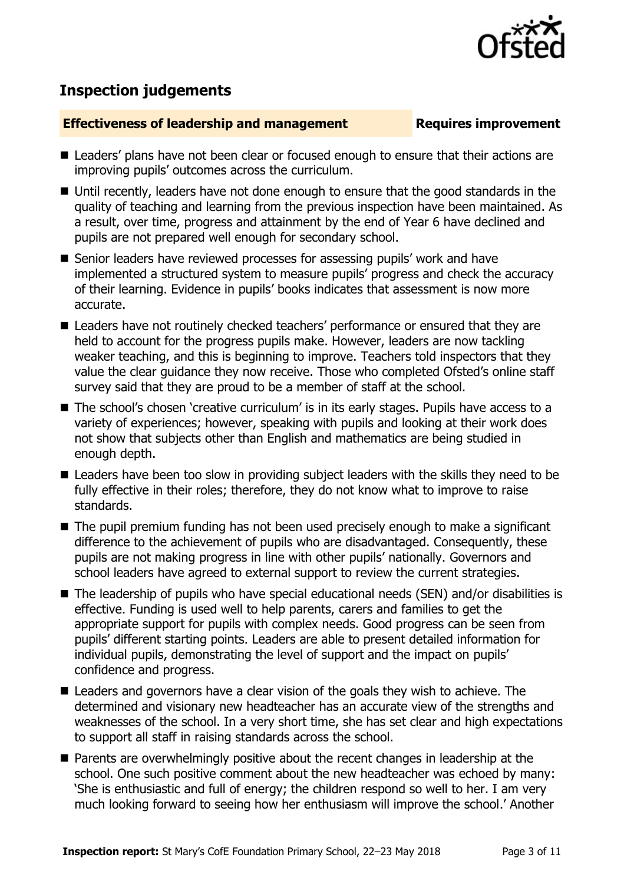## Inspection judgements

### Effectiveness of leadership and management — Requires improvement

- Leaders' plans have not been clear or focused enough to ensure that their actions are improving pupils' outcomes across the curriculum.
- Until recently, leaders have not done enough to ensure that the good standards in the quality of teaching and learning from the previous inspection have been maintained. As a result, over time, progress and attainment by the end of Year 6 have declined and pupils are not prepared well enough for secondary school.
- Senior leaders have reviewed processes for assessing pupils' work and have implemented a structured system to measure pupils' progress and check the accuracy of their learning. Evidence in pupils' books indicates that assessment is now more accurate.
- Leaders have not routinely checked teachers' performance or ensured that they are held to account for the progress pupils make. However, leaders are now tackling weaker teaching, and this is beginning to improve. Teachers told inspectors that they value the clear guidance they now receive. Those who completed Ofsted's online staff survey said that they are proud to be a member of staff at the school.
- The school's chosen 'creative curriculum' is in its early stages. Pupils have access to a variety of experiences; however, speaking with pupils and looking at their work does not show that subjects other than English and mathematics are being studied in enough depth.
- Leaders have been too slow in providing subject leaders with the skills they need to be fully effective in their roles; therefore, they do not know what to improve to raise standards.
- The pupil premium funding has not been used precisely enough to make a significant difference to the achievement of pupils who are disadvantaged. Consequently, these pupils are not making progress in line with other pupils' nationally. Governors and school leaders have agreed to external support to review the current strategies.
- The leadership of pupils who have special educational needs (SEN) and/or disabilities is effective. Funding is used well to help parents, carers and families to get the appropriate support for pupils with complex needs. Good progress can be seen from pupils' different starting points. Leaders are able to present detailed information for individual pupils, demonstrating the level of support and the impact on pupils' confidence and progress.
- Leaders and governors have a clear vision of the goals they wish to achieve. The determined and visionary new headteacher has an accurate view of the strengths and weaknesses of the school. In a very short time, she has set clear and high expectations to support all staff in raising standards across the school.
- Parents are overwhelmingly positive about the recent changes in leadership at the school. One such positive comment about the new headteacher was echoed by many: 'She is enthusiastic and full of energy; the children respond so well to her. I am very much looking forward to seeing how her enthusiasm will improve the school.' Another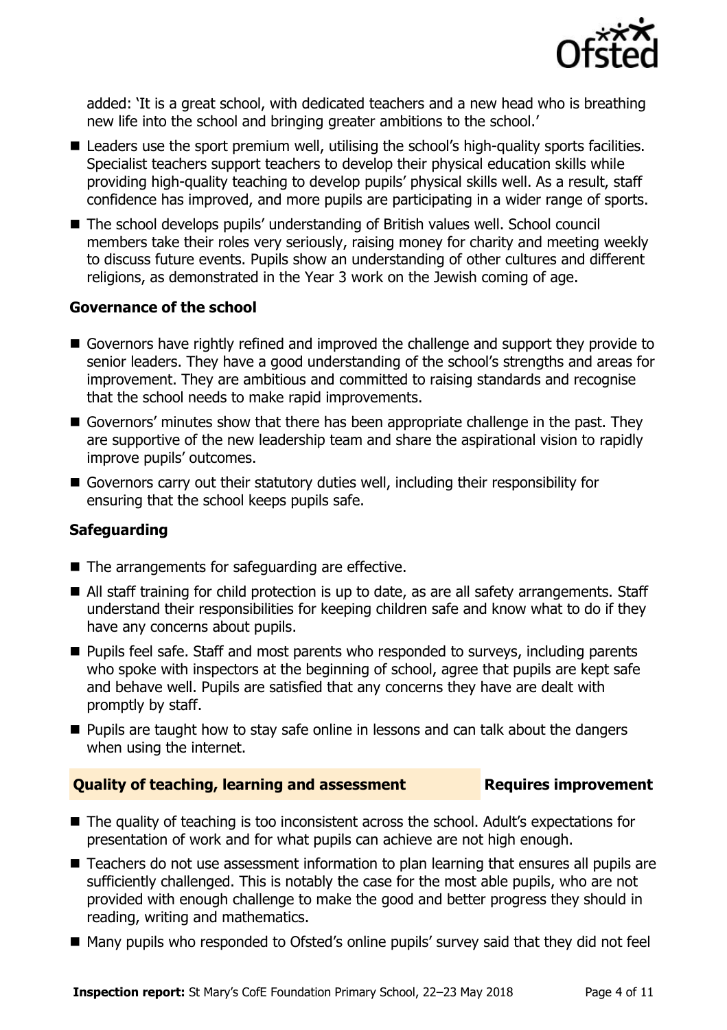added: 'It is a great school, with dedicated teachers and a new head who is breathing new life into the school and bringing greater ambitions to the school.'

- Leaders use the sport premium well, utilising the school's high-quality sports facilities. Specialist teachers support teachers to develop their physical education skills while providing high-quality teaching to develop pupils' physical skills well. As a result, staff confidence has improved, and more pupils are participating in a wider range of sports.
- The school develops pupils' understanding of British values well. School council members take their roles very seriously, raising money for charity and meeting weekly to discuss future events. Pupils show an understanding of other cultures and different religions, as demonstrated in the Year 3 work on the Jewish coming of age.

### Governance of the school

- Governors have rightly refined and improved the challenge and support they provide to senior leaders. They have a good understanding of the school's strengths and areas for improvement. They are ambitious and committed to raising standards and recognise that the school needs to make rapid improvements.
- Governors' minutes show that there has been appropriate challenge in the past. They are supportive of the new leadership team and share the aspirational vision to rapidly improve pupils' outcomes.
- Governors carry out their statutory duties well, including their responsibility for ensuring that the school keeps pupils safe.

### Safeguarding

- The arrangements for safeguarding are effective.
- All staff training for child protection is up to date, as are all safety arrangements. Staff understand their responsibilities for keeping children safe and know what to do if they have any concerns about pupils.
- Pupils feel safe. Staff and most parents who responded to surveys, including parents who spoke with inspectors at the beginning of school, agree that pupils are kept safe and behave well. Pupils are satisfied that any concerns they have are dealt with promptly by staff.
- Pupils are taught how to stay safe online in lessons and can talk about the dangers when using the internet.

## Quality of teaching, learning and assessment — Requires improvement

- The quality of teaching is too inconsistent across the school. Adult's expectations for presentation of work and for what pupils can achieve are not high enough.
- Teachers do not use assessment information to plan learning that ensures all pupils are sufficiently challenged. This is notably the case for the most able pupils, who are not provided with enough challenge to make the good and better progress they should in reading, writing and mathematics.
- Many pupils who responded to Ofsted's online pupils' survey said that they did not feel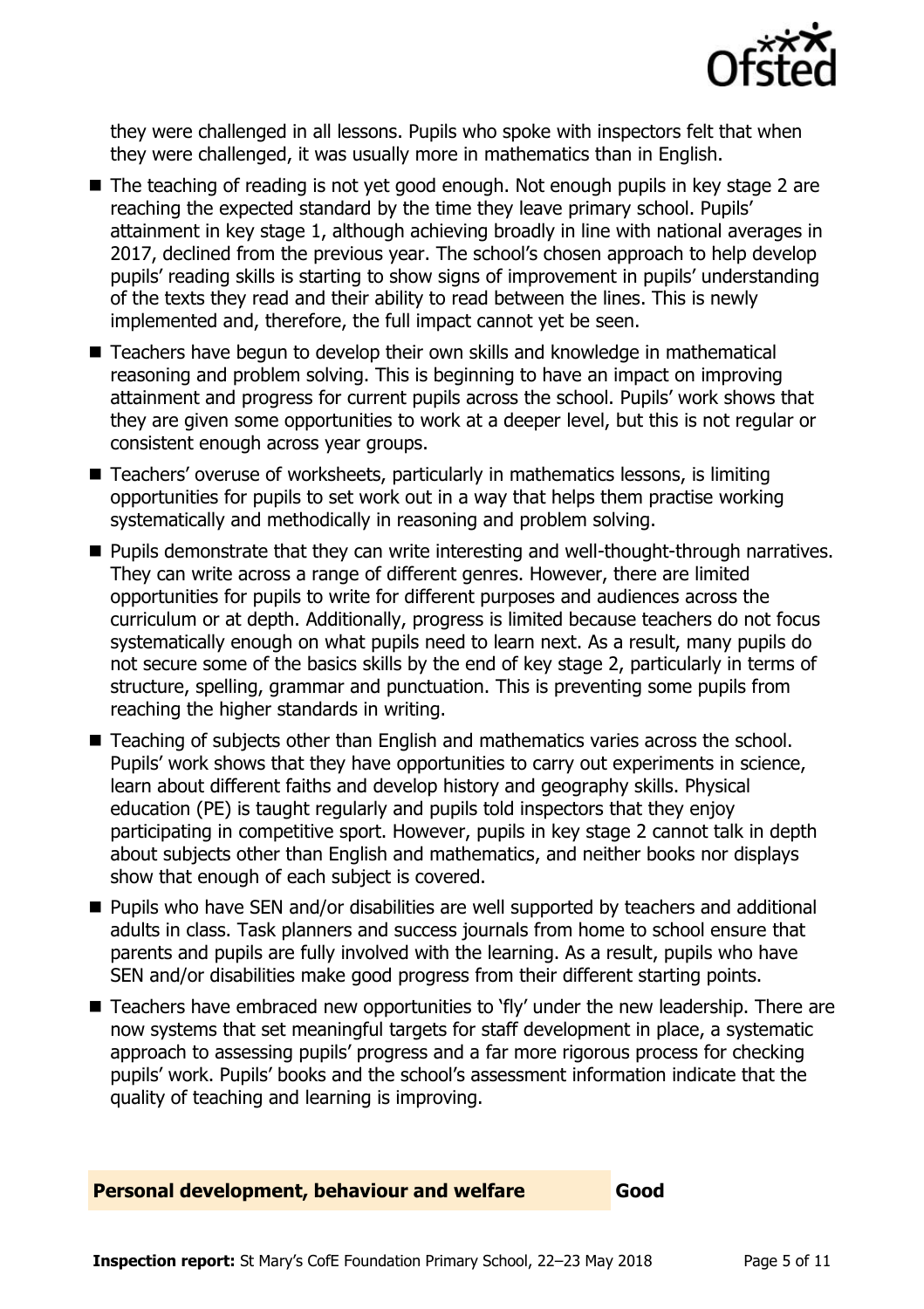they were challenged in all lessons. Pupils who spoke with inspectors felt that when they were challenged, it was usually more in mathematics than in English.

- The teaching of reading is not yet good enough. Not enough pupils in key stage 2 are reaching the expected standard by the time they leave primary school. Pupils' attainment in key stage 1, although achieving broadly in line with national averages in 2017, declined from the previous year. The school's chosen approach to help develop pupils' reading skills is starting to show signs of improvement in pupils' understanding of the texts they read and their ability to read between the lines. This is newly implemented and, therefore, the full impact cannot yet be seen.
- Teachers have begun to develop their own skills and knowledge in mathematical reasoning and problem solving. This is beginning to have an impact on improving attainment and progress for current pupils across the school. Pupils' work shows that they are given some opportunities to work at a deeper level, but this is not regular or consistent enough across year groups.
- Teachers' overuse of worksheets, particularly in mathematics lessons, is limiting opportunities for pupils to set work out in a way that helps them practise working systematically and methodically in reasoning and problem solving.
- Pupils demonstrate that they can write interesting and well-thought-through narratives. They can write across a range of different genres. However, there are limited opportunities for pupils to write for different purposes and audiences across the curriculum or at depth. Additionally, progress is limited because teachers do not focus systematically enough on what pupils need to learn next. As a result, many pupils do not secure some of the basics skills by the end of key stage 2, particularly in terms of structure, spelling, grammar and punctuation. This is preventing some pupils from reaching the higher standards in writing.
- Teaching of subjects other than English and mathematics varies across the school. Pupils' work shows that they have opportunities to carry out experiments in science, learn about different faiths and develop history and geography skills. Physical education (PE) is taught regularly and pupils told inspectors that they enjoy participating in competitive sport. However, pupils in key stage 2 cannot talk in depth about subjects other than English and mathematics, and neither books nor displays show that enough of each subject is covered.
- Pupils who have SEN and/or disabilities are well supported by teachers and additional adults in class. Task planners and success journals from home to school ensure that parents and pupils are fully involved with the learning. As a result, pupils who have SEN and/or disabilities make good progress from their different starting points.
- Teachers have embraced new opportunities to 'fly' under the new leadership. There are now systems that set meaningful targets for staff development in place, a systematic approach to assessing pupils' progress and a far more rigorous process for checking pupils' work. Pupils' books and the school's assessment information indicate that the quality of teaching and learning is improving.

## Personal development, behaviour and welfare — Good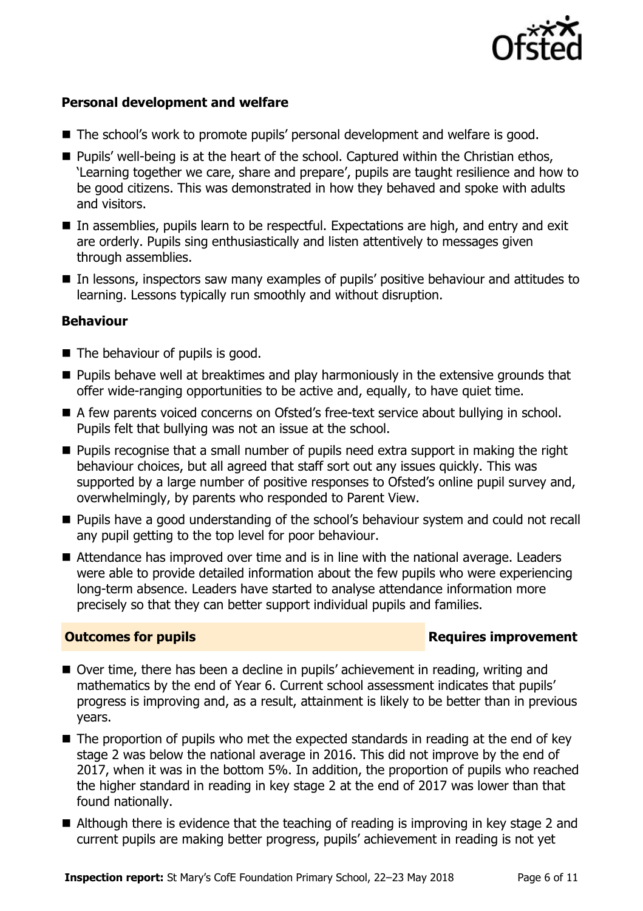### Personal development and welfare

- The school's work to promote pupils' personal development and welfare is good.
- Pupils' well-being is at the heart of the school. Captured within the Christian ethos, 'Learning together we care, share and prepare', pupils are taught resilience and how to be good citizens. This was demonstrated in how they behaved and spoke with adults and visitors.
- In assemblies, pupils learn to be respectful. Expectations are high, and entry and exit are orderly. Pupils sing enthusiastically and listen attentively to messages given through assemblies.
- In lessons, inspectors saw many examples of pupils' positive behaviour and attitudes to learning. Lessons typically run smoothly and without disruption.

### Behaviour

- The behaviour of pupils is good.
- Pupils behave well at breaktimes and play harmoniously in the extensive grounds that offer wide-ranging opportunities to be active and, equally, to have quiet time.
- A few parents voiced concerns on Ofsted's free-text service about bullying in school. Pupils felt that bullying was not an issue at the school.
- Pupils recognise that a small number of pupils need extra support in making the right behaviour choices, but all agreed that staff sort out any issues quickly. This was supported by a large number of positive responses to Ofsted's online pupil survey and, overwhelmingly, by parents who responded to Parent View.
- Pupils have a good understanding of the school's behaviour system and could not recall any pupil getting to the top level for poor behaviour.
- Attendance has improved over time and is in line with the national average. Leaders were able to provide detailed information about the few pupils who were experiencing long-term absence. Leaders have started to analyse attendance information more precisely so that they can better support individual pupils and families.

## Outcomes for pupils — Requires improvement

- Over time, there has been a decline in pupils' achievement in reading, writing and mathematics by the end of Year 6. Current school assessment indicates that pupils' progress is improving and, as a result, attainment is likely to be better than in previous years.
- The proportion of pupils who met the expected standards in reading at the end of key stage 2 was below the national average in 2016. This did not improve by the end of 2017, when it was in the bottom 5%. In addition, the proportion of pupils who reached the higher standard in reading in key stage 2 at the end of 2017 was lower than that found nationally.
- Although there is evidence that the teaching of reading is improving in key stage 2 and current pupils are making better progress, pupils' achievement in reading is not yet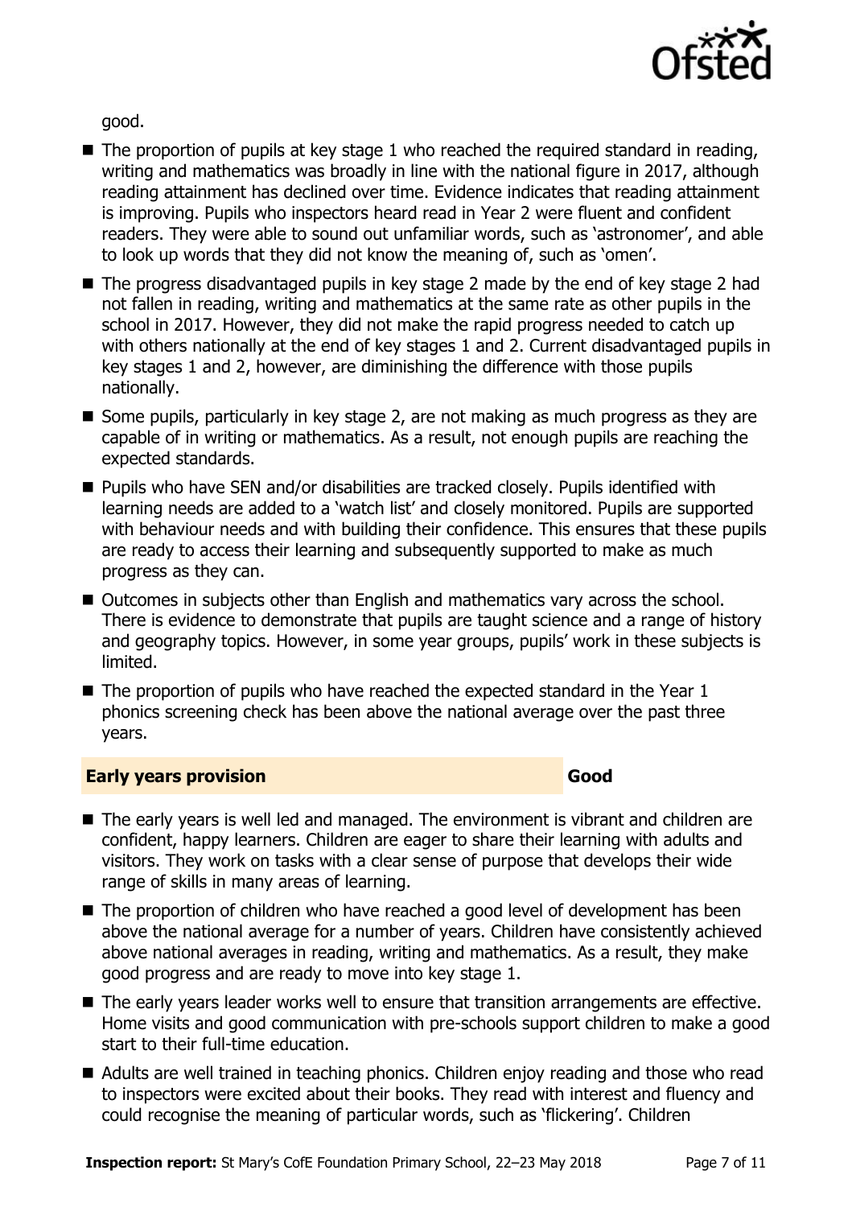good.

- The proportion of pupils at key stage 1 who reached the required standard in reading, writing and mathematics was broadly in line with the national figure in 2017, although reading attainment has declined over time. Evidence indicates that reading attainment is improving. Pupils who inspectors heard read in Year 2 were fluent and confident readers. They were able to sound out unfamiliar words, such as 'astronomer', and able to look up words that they did not know the meaning of, such as 'omen'.
- The progress disadvantaged pupils in key stage 2 made by the end of key stage 2 had not fallen in reading, writing and mathematics at the same rate as other pupils in the school in 2017. However, they did not make the rapid progress needed to catch up with others nationally at the end of key stages 1 and 2. Current disadvantaged pupils in key stages 1 and 2, however, are diminishing the difference with those pupils nationally.
- Some pupils, particularly in key stage 2, are not making as much progress as they are capable of in writing or mathematics. As a result, not enough pupils are reaching the expected standards.
- Pupils who have SEN and/or disabilities are tracked closely. Pupils identified with learning needs are added to a 'watch list' and closely monitored. Pupils are supported with behaviour needs and with building their confidence. This ensures that these pupils are ready to access their learning and subsequently supported to make as much progress as they can.
- Outcomes in subjects other than English and mathematics vary across the school. There is evidence to demonstrate that pupils are taught science and a range of history and geography topics. However, in some year groups, pupils' work in these subjects is limited.
- The proportion of pupils who have reached the expected standard in the Year 1 phonics screening check has been above the national average over the past three years.

## Early years provision — Good

- The early years is well led and managed. The environment is vibrant and children are confident, happy learners. Children are eager to share their learning with adults and visitors. They work on tasks with a clear sense of purpose that develops their wide range of skills in many areas of learning.
- The proportion of children who have reached a good level of development has been above the national average for a number of years. Children have consistently achieved above national averages in reading, writing and mathematics. As a result, they make good progress and are ready to move into key stage 1.
- The early years leader works well to ensure that transition arrangements are effective. Home visits and good communication with pre-schools support children to make a good start to their full-time education.
- Adults are well trained in teaching phonics. Children enjoy reading and those who read to inspectors were excited about their books. They read with interest and fluency and could recognise the meaning of particular words, such as 'flickering'. Children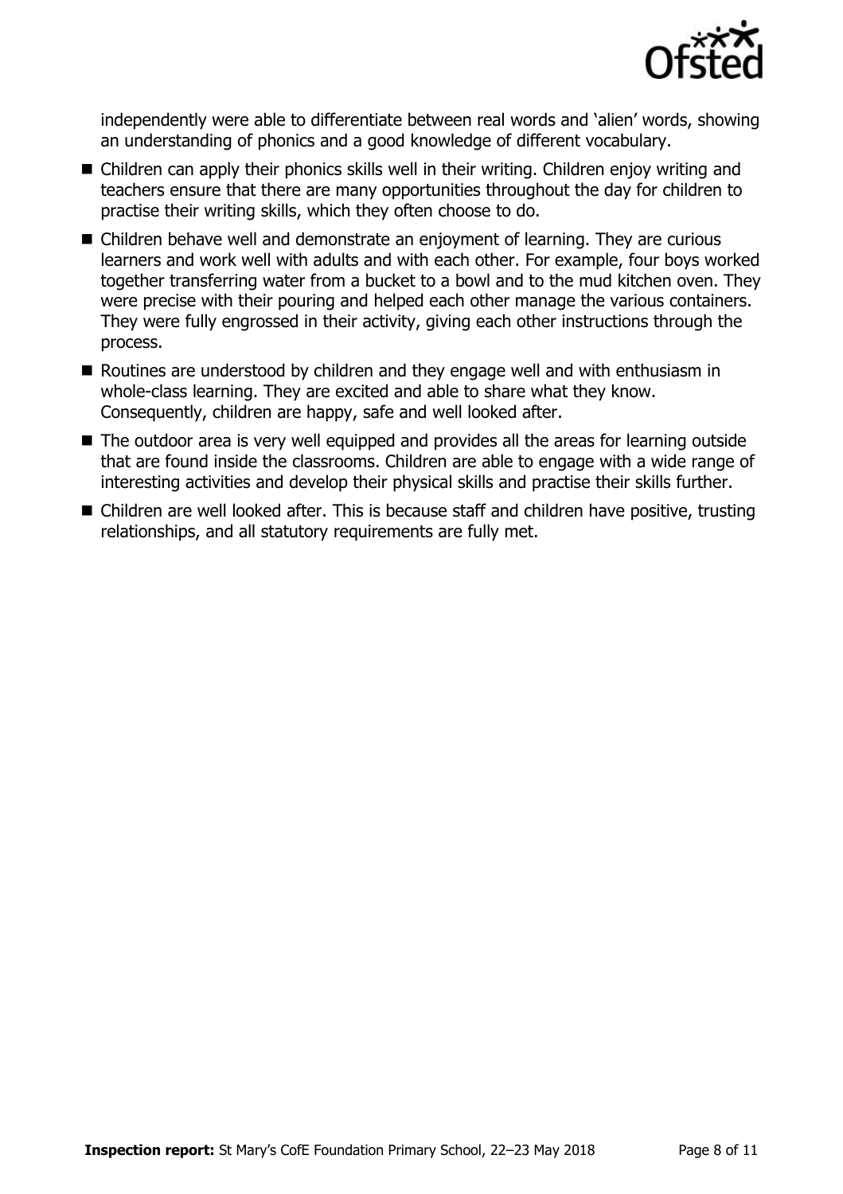independently were able to differentiate between real words and 'alien' words, showing an understanding of phonics and a good knowledge of different vocabulary.

- Children can apply their phonics skills well in their writing. Children enjoy writing and teachers ensure that there are many opportunities throughout the day for children to practise their writing skills, which they often choose to do.
- Children behave well and demonstrate an enjoyment of learning. They are curious learners and work well with adults and with each other. For example, four boys worked together transferring water from a bucket to a bowl and to the mud kitchen oven. They were precise with their pouring and helped each other manage the various containers. They were fully engrossed in their activity, giving each other instructions through the process.
- Routines are understood by children and they engage well and with enthusiasm in whole-class learning. They are excited and able to share what they know. Consequently, children are happy, safe and well looked after.
- The outdoor area is very well equipped and provides all the areas for learning outside that are found inside the classrooms. Children are able to engage with a wide range of interesting activities and develop their physical skills and practise their skills further.
- Children are well looked after. This is because staff and children have positive, trusting relationships, and all statutory requirements are fully met.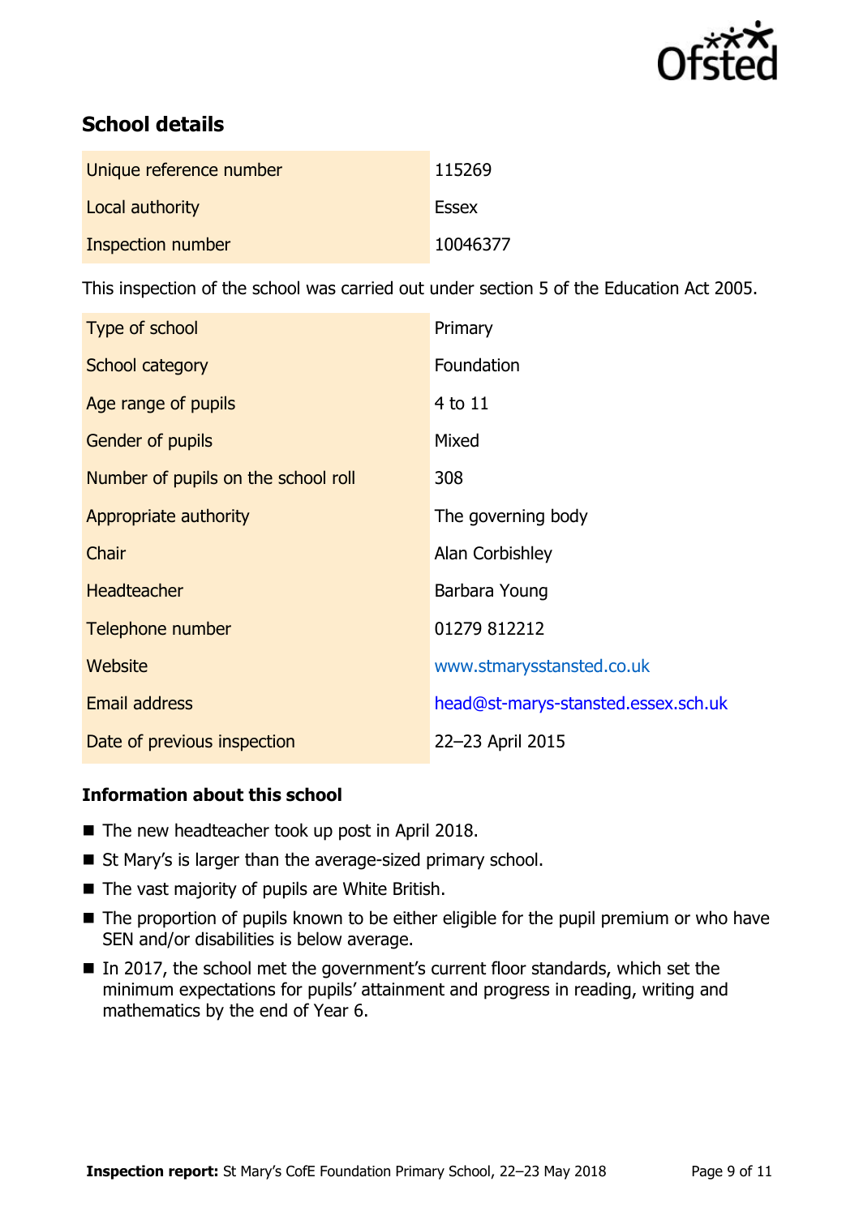## School details

| | |
|---|---|
| Unique reference number | 115269 |
| Local authority | Essex |
| Inspection number | 10046377 |

This inspection of the school was carried out under section 5 of the Education Act 2005.

| | |
|---|---|
| Type of school | Primary |
| School category | Foundation |
| Age range of pupils | 4 to 11 |
| Gender of pupils | Mixed |
| Number of pupils on the school roll | 308 |
| Appropriate authority | The governing body |
| Chair | Alan Corbishley |
| Headteacher | Barbara Young |
| Telephone number | 01279 812212 |
| Website | www.stmarysstansted.co.uk |
| Email address | head@st-marys-stansted.essex.sch.uk |
| Date of previous inspection | 22–23 April 2015 |

### Information about this school

- The new headteacher took up post in April 2018.
- St Mary's is larger than the average-sized primary school.
- The vast majority of pupils are White British.
- The proportion of pupils known to be either eligible for the pupil premium or who have SEN and/or disabilities is below average.
- In 2017, the school met the government's current floor standards, which set the minimum expectations for pupils' attainment and progress in reading, writing and mathematics by the end of Year 6.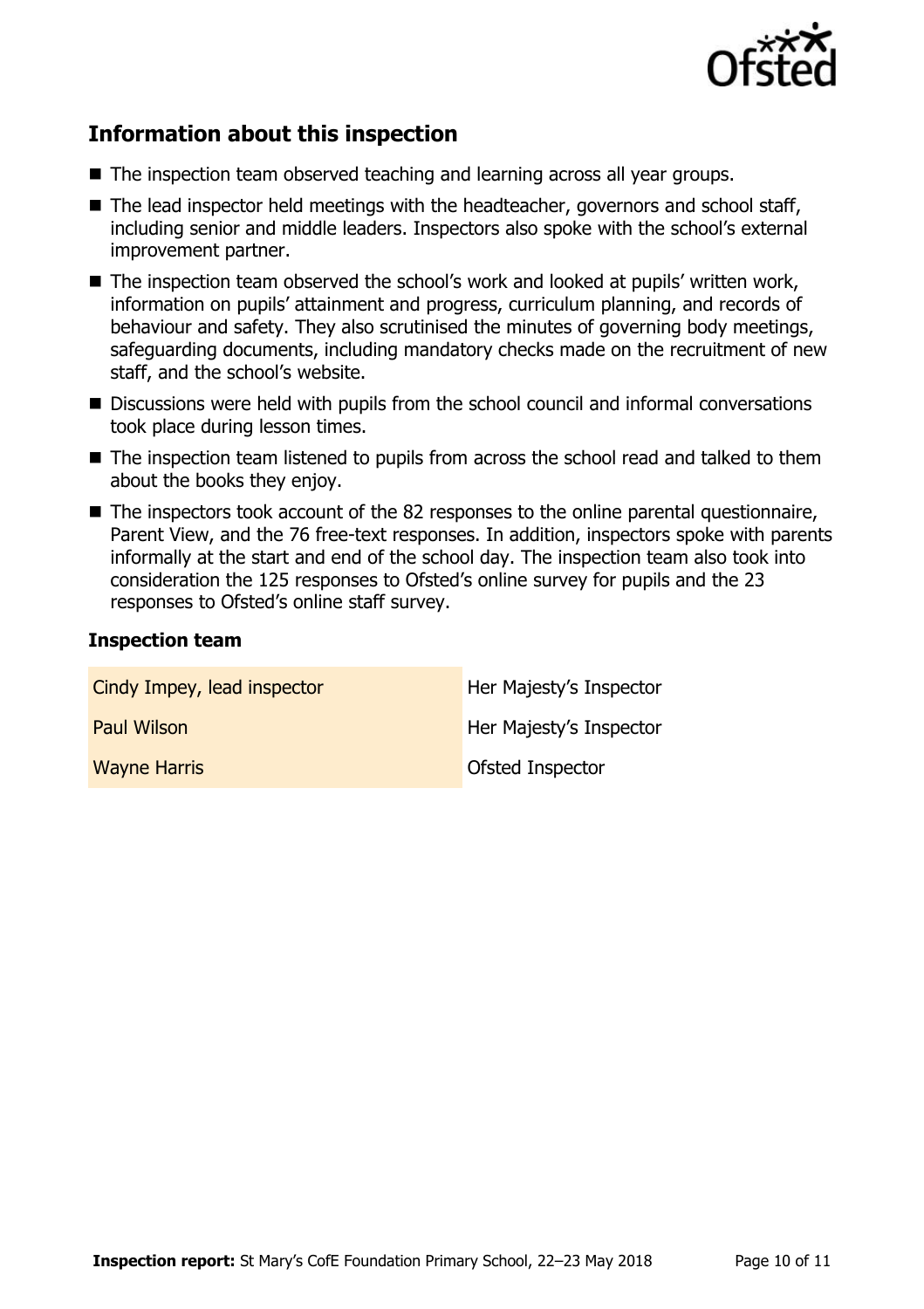## Information about this inspection

- The inspection team observed teaching and learning across all year groups.
- The lead inspector held meetings with the headteacher, governors and school staff, including senior and middle leaders. Inspectors also spoke with the school's external improvement partner.
- The inspection team observed the school's work and looked at pupils' written work, information on pupils' attainment and progress, curriculum planning, and records of behaviour and safety. They also scrutinised the minutes of governing body meetings, safeguarding documents, including mandatory checks made on the recruitment of new staff, and the school's website.
- Discussions were held with pupils from the school council and informal conversations took place during lesson times.
- The inspection team listened to pupils from across the school read and talked to them about the books they enjoy.
- The inspectors took account of the 82 responses to the online parental questionnaire, Parent View, and the 76 free-text responses. In addition, inspectors spoke with parents informally at the start and end of the school day. The inspection team also took into consideration the 125 responses to Ofsted's online survey for pupils and the 23 responses to Ofsted's online staff survey.

### Inspection team

| | |
|---|---|
| Cindy Impey, lead inspector | Her Majesty's Inspector |
| Paul Wilson | Her Majesty's Inspector |
| Wayne Harris | Ofsted Inspector |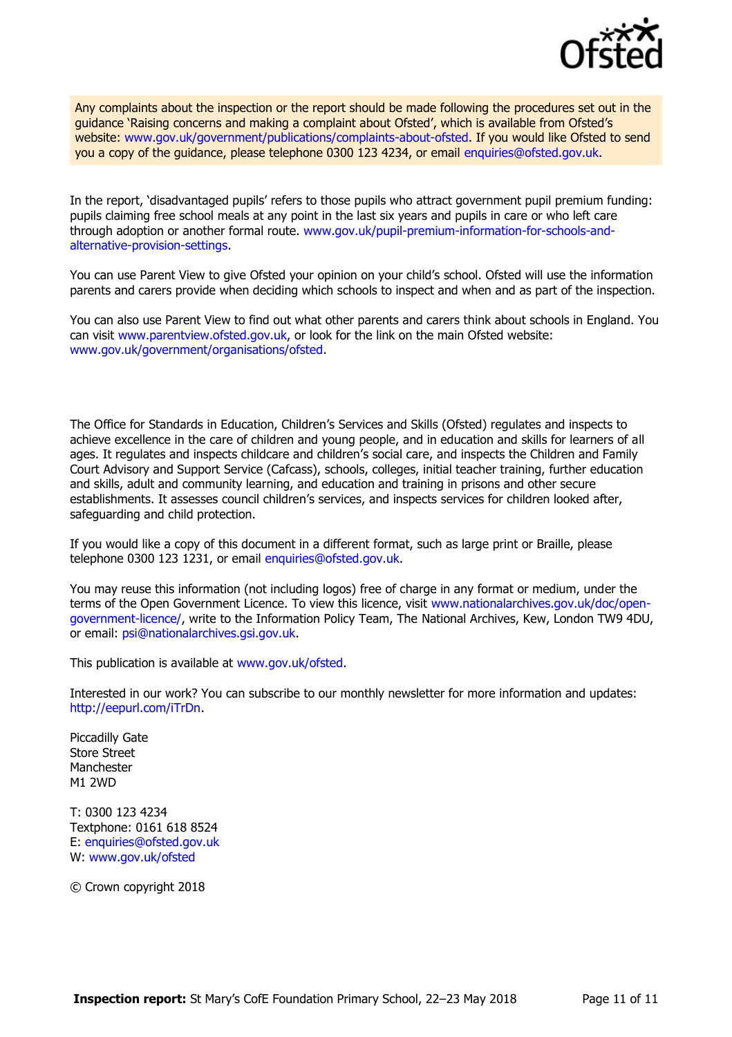Any complaints about the inspection or the report should be made following the procedures set out in the guidance 'Raising concerns and making a complaint about Ofsted', which is available from Ofsted's website: www.gov.uk/government/publications/complaints-about-ofsted. If you would like Ofsted to send you a copy of the guidance, please telephone 0300 123 4234, or email enquiries@ofsted.gov.uk.

In the report, 'disadvantaged pupils' refers to those pupils who attract government pupil premium funding: pupils claiming free school meals at any point in the last six years and pupils in care or who left care through adoption or another formal route. www.gov.uk/pupil-premium-information-for-schools-and-alternative-provision-settings.

You can use Parent View to give Ofsted your opinion on your child's school. Ofsted will use the information parents and carers provide when deciding which schools to inspect and when and as part of the inspection.

You can also use Parent View to find out what other parents and carers think about schools in England. You can visit www.parentview.ofsted.gov.uk, or look for the link on the main Ofsted website: www.gov.uk/government/organisations/ofsted.

The Office for Standards in Education, Children's Services and Skills (Ofsted) regulates and inspects to achieve excellence in the care of children and young people, and in education and skills for learners of all ages. It regulates and inspects childcare and children's social care, and inspects the Children and Family Court Advisory and Support Service (Cafcass), schools, colleges, initial teacher training, further education and skills, adult and community learning, and education and training in prisons and other secure establishments. It assesses council children's services, and inspects services for children looked after, safeguarding and child protection.

If you would like a copy of this document in a different format, such as large print or Braille, please telephone 0300 123 1231, or email enquiries@ofsted.gov.uk.

You may reuse this information (not including logos) free of charge in any format or medium, under the terms of the Open Government Licence. To view this licence, visit www.nationalarchives.gov.uk/doc/open-government-licence/, write to the Information Policy Team, The National Archives, Kew, London TW9 4DU, or email: psi@nationalarchives.gsi.gov.uk.

This publication is available at www.gov.uk/ofsted.

Interested in our work? You can subscribe to our monthly newsletter for more information and updates: http://eepurl.com/iTrDn.

Piccadilly Gate
Store Street
Manchester
M1 2WD

T: 0300 123 4234
Textphone: 0161 618 8524
E: enquiries@ofsted.gov.uk
W: www.gov.uk/ofsted

© Crown copyright 2018